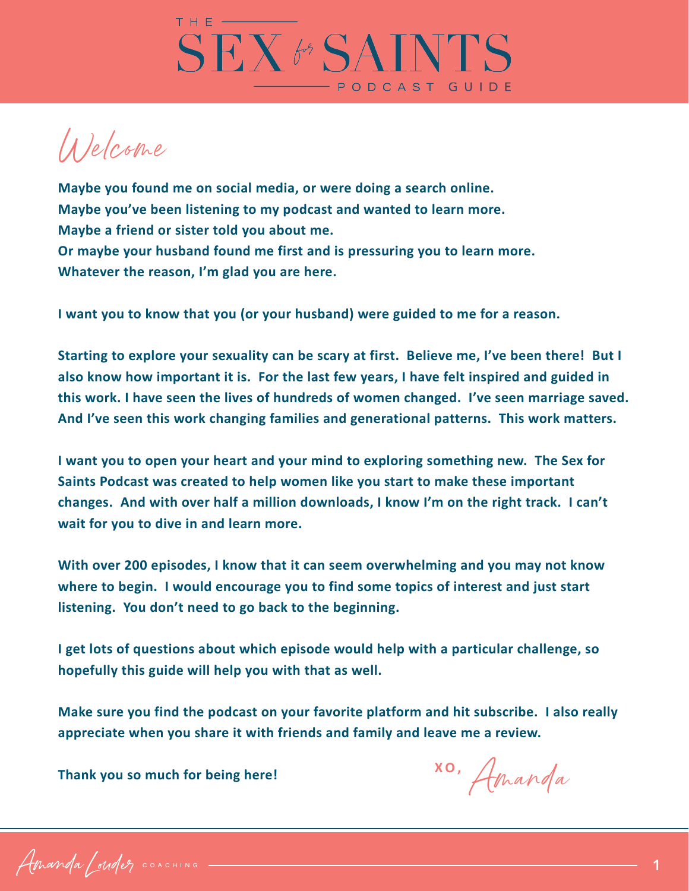# THE SEX for SAINTS PODCAST GUIDE

## Welcome

**Maybe you found me on social media, or were doing a search online.**
**Maybe you've been listening to my podcast and wanted to learn more.**
**Maybe a friend or sister told you about me.**
**Or maybe your husband found me first and is pressuring you to learn more.**
**Whatever the reason, I'm glad you are here.**

**I want you to know that you (or your husband) were guided to me for a reason.**

**Starting to explore your sexuality can be scary at first. Believe me, I've been there! But I also know how important it is. For the last few years, I have felt inspired and guided in this work. I have seen the lives of hundreds of women changed. I've seen marriage saved. And I've seen this work changing families and generational patterns. This work matters.**

**I want you to open your heart and your mind to exploring something new. The Sex for Saints Podcast was created to help women like you start to make these important changes. And with over half a million downloads, I know I'm on the right track. I can't wait for you to dive in and learn more.**

**With over 200 episodes, I know that it can seem overwhelming and you may not know where to begin. I would encourage you to find some topics of interest and just start listening. You don't need to go back to the beginning.**

**I get lots of questions about which episode would help with a particular challenge, so hopefully this guide will help you with that as well.**

**Make sure you find the podcast on your favorite platform and hit subscribe. I also really appreciate when you share it with friends and family and leave me a review.**

**Thank you so much for being here!**

XO, Amanda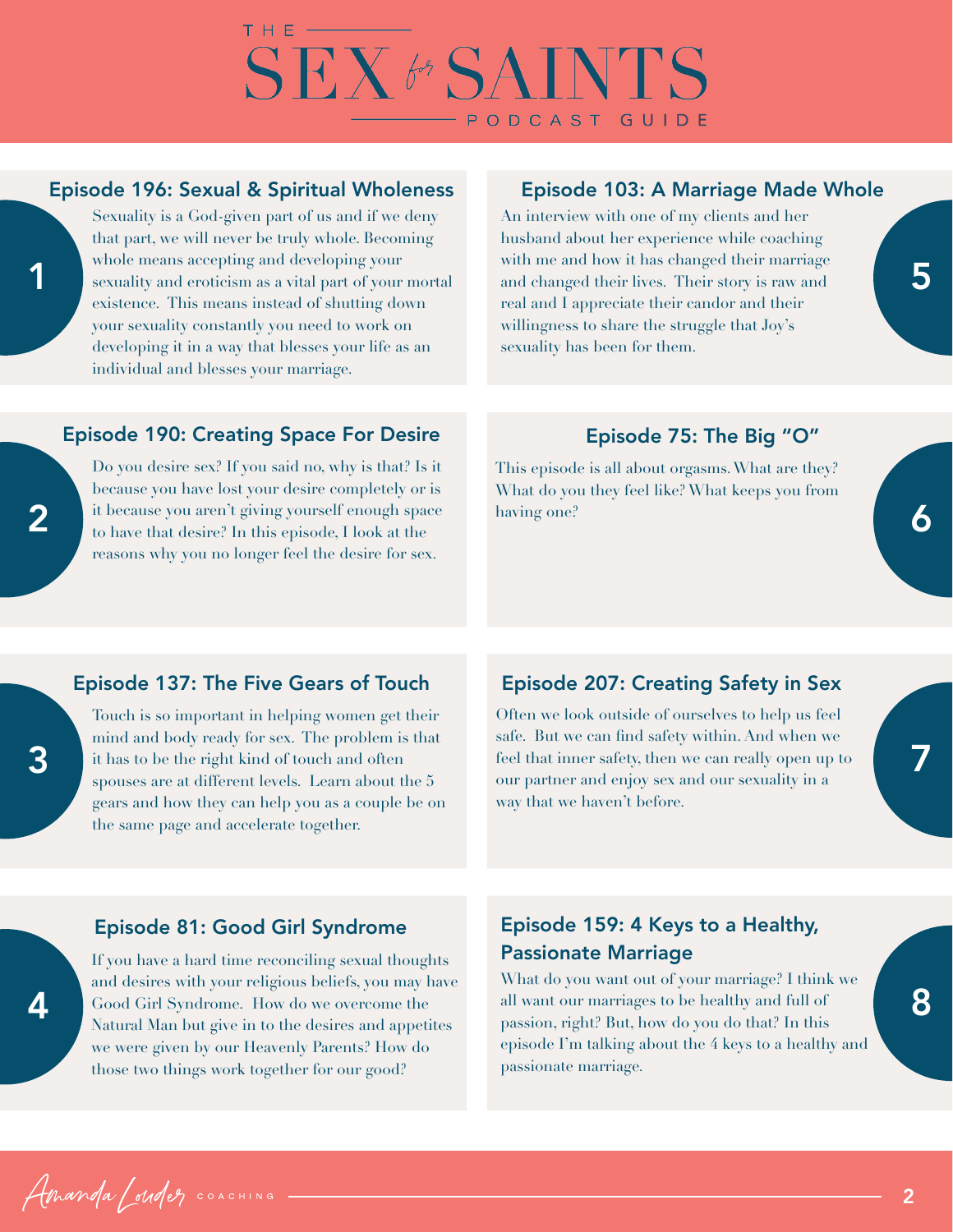# THE SEX for SAINTS PODCAST GUIDE

## 1

### Episode 196: Sexual & Spiritual Wholeness

Sexuality is a God-given part of us and if we deny that part, we will never be truly whole. Becoming whole means accepting and developing your sexuality and eroticism as a vital part of your mortal existence. This means instead of shutting down your sexuality constantly you need to work on developing it in a way that blesses your life as an individual and blesses your marriage.

## 2

### Episode 190: Creating Space For Desire

Do you desire sex? If you said no, why is that? Is it because you have lost your desire completely or is it because you aren't giving yourself enough space to have that desire? In this episode, I look at the reasons why you no longer feel the desire for sex.

## 3

### Episode 137: The Five Gears of Touch

Touch is so important in helping women get their mind and body ready for sex. The problem is that it has to be the right kind of touch and often spouses are at different levels. Learn about the 5 gears and how they can help you as a couple be on the same page and accelerate together.

## 4

### Episode 81: Good Girl Syndrome

If you have a hard time reconciling sexual thoughts and desires with your religious beliefs, you may have Good Girl Syndrome. How do we overcome the Natural Man but give in to the desires and appetites we were given by our Heavenly Parents? How do those two things work together for our good?

## 5

### Episode 103: A Marriage Made Whole

An interview with one of my clients and her husband about her experience while coaching with me and how it has changed their marriage and changed their lives. Their story is raw and real and I appreciate their candor and their willingness to share the struggle that Joy's sexuality has been for them.

## 6

### Episode 75: The Big "O"

This episode is all about orgasms. What are they? What do you they feel like? What keeps you from having one?

## 7

### Episode 207: Creating Safety in Sex

Often we look outside of ourselves to help us feel safe. But we can find safety within. And when we feel that inner safety, then we can really open up to our partner and enjoy sex and our sexuality in a way that we haven't before.

## 8

### Episode 159: 4 Keys to a Healthy, Passionate Marriage

What do you want out of your marriage? I think we all want our marriages to be healthy and full of passion, right? But, how do you do that? In this episode I'm talking about the 4 keys to a healthy and passionate marriage.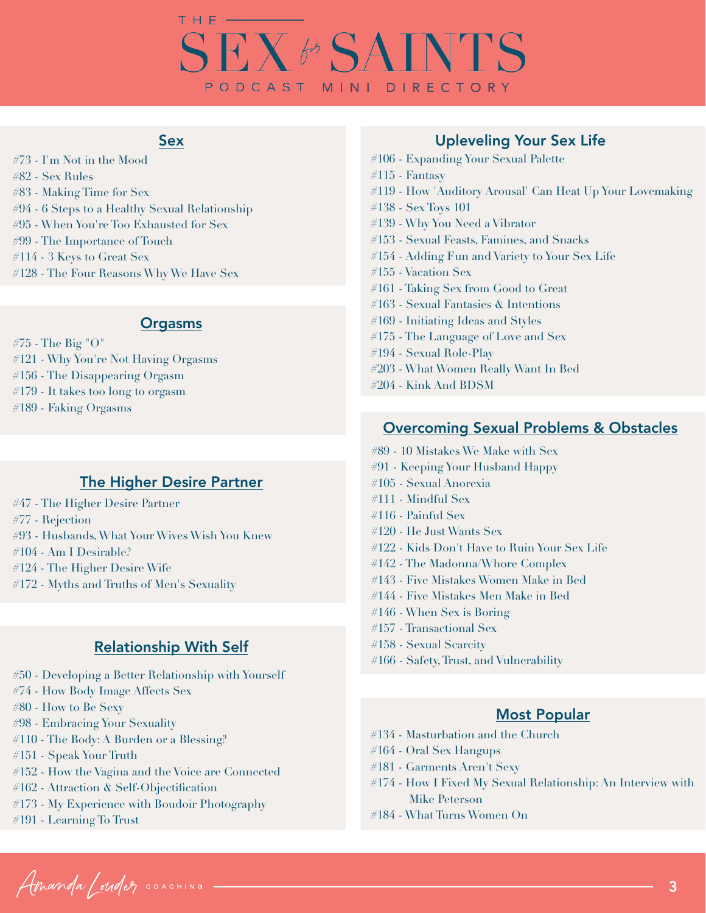# THE SEX for SAINTS

PODCAST MINI DIRECTORY

## Sex

#73 - I'm Not in the Mood
#82 - Sex Rules
#83 - Making Time for Sex
#94 - 6 Steps to a Healthy Sexual Relationship
#95 - When You're Too Exhausted for Sex
#99 - The Importance of Touch
#114 - 3 Keys to Great Sex
#128 - The Four Reasons Why We Have Sex

## Orgasms

#75 - The Big "O"
#121 - Why You're Not Having Orgasms
#156 - The Disappearing Orgasm
#179 - It takes too long to orgasm
#189 - Faking Orgasms

## The Higher Desire Partner

#47 - The Higher Desire Partner
#77 - Rejection
#93 - Husbands, What Your Wives Wish You Knew
#104 - Am I Desirable?
#124 - The Higher Desire Wife
#172 - Myths and Truths of Men's Sexuality

## Relationship With Self

#50 - Developing a Better Relationship with Yourself
#74 - How Body Image Affects Sex
#80 - How to Be Sexy
#98 - Embracing Your Sexuality
#110 - The Body: A Burden or a Blessing?
#151 - Speak Your Truth
#152 - How the Vagina and the Voice are Connected
#162 - Attraction & Self-Objectification
#173 - My Experience with Boudoir Photography
#191 - Learning To Trust

## Upleveling Your Sex Life

#106 - Expanding Your Sexual Palette
#115 - Fantasy
#119 - How 'Auditory Arousal' Can Heat Up Your Lovemaking
#138 - Sex Toys 101
#139 - Why You Need a Vibrator
#153 - Sexual Feasts, Famines, and Snacks
#154 - Adding Fun and Variety to Your Sex Life
#155 - Vacation Sex
#161 - Taking Sex from Good to Great
#163 - Sexual Fantasies & Intentions
#169 - Initiating Ideas and Styles
#175 - The Language of Love and Sex
#194 - Sexual Role-Play
#203 - What Women Really Want In Bed
#204 - Kink And BDSM

## Overcoming Sexual Problems & Obstacles

#89 - 10 Mistakes We Make with Sex
#91 - Keeping Your Husband Happy
#105 - Sexual Anorexia
#111 - Mindful Sex
#116 - Painful Sex
#120 - He Just Wants Sex
#122 - Kids Don't Have to Ruin Your Sex Life
#142 - The Madonna/Whore Complex
#143 - Five Mistakes Women Make in Bed
#144 - Five Mistakes Men Make in Bed
#146 - When Sex is Boring
#157 - Transactional Sex
#158 - Sexual Scarcity
#166 - Safety, Trust, and Vulnerability

## Most Popular

#134 - Masturbation and the Church
#164 - Oral Sex Hangups
#181 - Garments Aren't Sexy
#174 - How I Fixed My Sexual Relationship: An Interview with Mike Peterson
#184 - What Turns Women On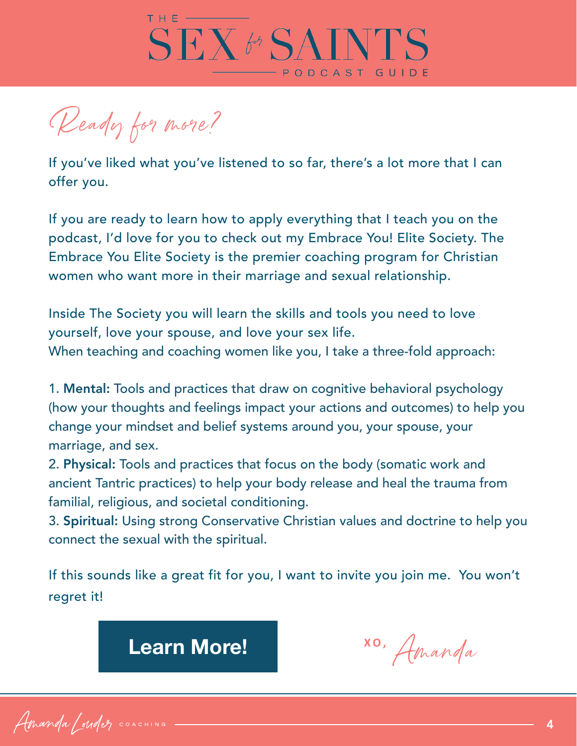# Ready for more?

If you've liked what you've listened to so far, there's a lot more that I can offer you.

If you are ready to learn how to apply everything that I teach you on the podcast, I'd love for you to check out my Embrace You! Elite Society. The Embrace You Elite Society is the premier coaching program for Christian women who want more in their marriage and sexual relationship.

Inside The Society you will learn the skills and tools you need to love yourself, love your spouse, and love your sex life.
When teaching and coaching women like you, I take a three-fold approach:

1. **Mental:** Tools and practices that draw on cognitive behavioral psychology (how your thoughts and feelings impact your actions and outcomes) to help you change your mindset and belief systems around you, your spouse, your marriage, and sex.
2. **Physical:** Tools and practices that focus on the body (somatic work and ancient Tantric practices) to help your body release and heal the trauma from familial, religious, and societal conditioning.
3. **Spiritual:** Using strong Conservative Christian values and doctrine to help you connect the sexual with the spiritual.

If this sounds like a great fit for you, I want to invite you join me. You won't regret it!

**Learn More!**

XO, Amanda